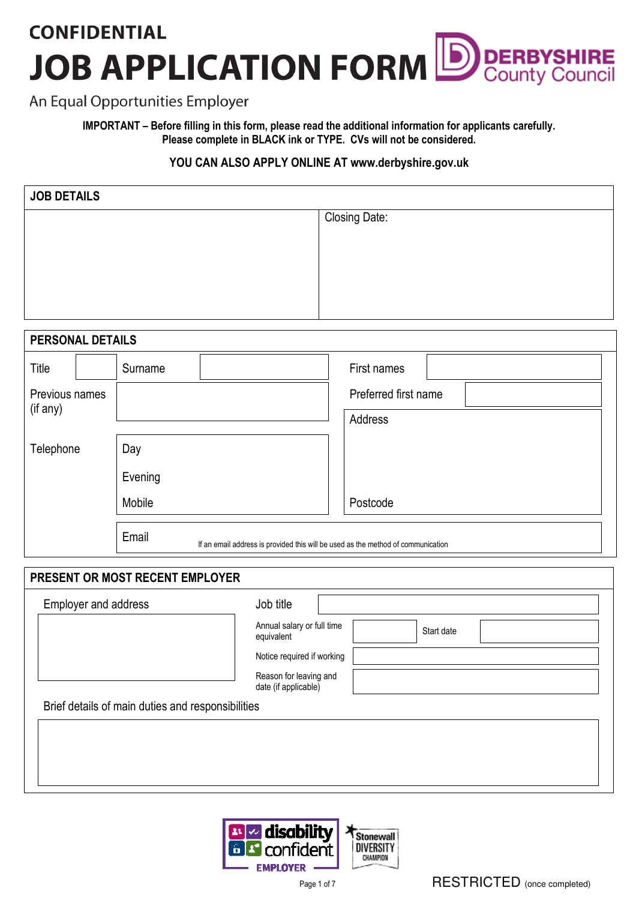**CONFIDENTIAL**

# JOB APPLICATION FORM

DERBYSHIRE County Council

An Equal Opportunities Employer

**IMPORTANT – Before filling in this form, please read the additional information for applicants carefully.**
**Please complete in BLACK ink or TYPE. CVs will not be considered.**

**YOU CAN ALSO APPLY ONLINE AT www.derbyshire.gov.uk**

## JOB DETAILS

| | Closing Date: |
|---|---|
| | |

## PERSONAL DETAILS

| | | | | | |
|---|---|---|---|---|---|
| Title | | Surname | | First names | |
| Previous names (if any) | | | | Preferred first name | |
| | | | | Address | |
| Telephone | Day | | | | |
| | Evening | | | | |
| | Mobile | | | Postcode | |
| | Email | If an email address is provided this will be used as the method of communication | | | |

## PRESENT OR MOST RECENT EMPLOYER

| | | | | |
|---|---|---|---|---|
| Employer and address | Job title | | | |
| | Annual salary or full time equivalent | | Start date | |
| | Notice required if working | | | |
| | Reason for leaving and date (if applicable) | | | |

Brief details of main duties and responsibilities

| |
|---|
| |

disability confident EMPLOYER

Stonewall DIVERSITY CHAMPION

RESTRICTED (once completed)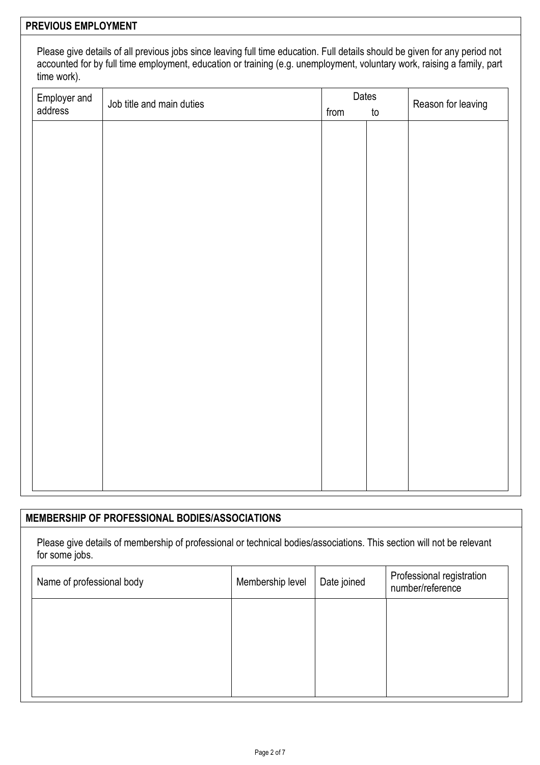## PREVIOUS EMPLOYMENT

Please give details of all previous jobs since leaving full time education. Full details should be given for any period not accounted for by full time employment, education or training (e.g. unemployment, voluntary work, raising a family, part time work).

| Employer and address | Job title and main duties | Dates | | Reason for leaving |
|---|---|---|---|---|
| | | from | to | |
| | | | | |

## MEMBERSHIP OF PROFESSIONAL BODIES/ASSOCIATIONS

Please give details of membership of professional or technical bodies/associations. This section will not be relevant for some jobs.

| Name of professional body | Membership level | Date joined | Professional registration number/reference |
|---|---|---|---|
| | | | |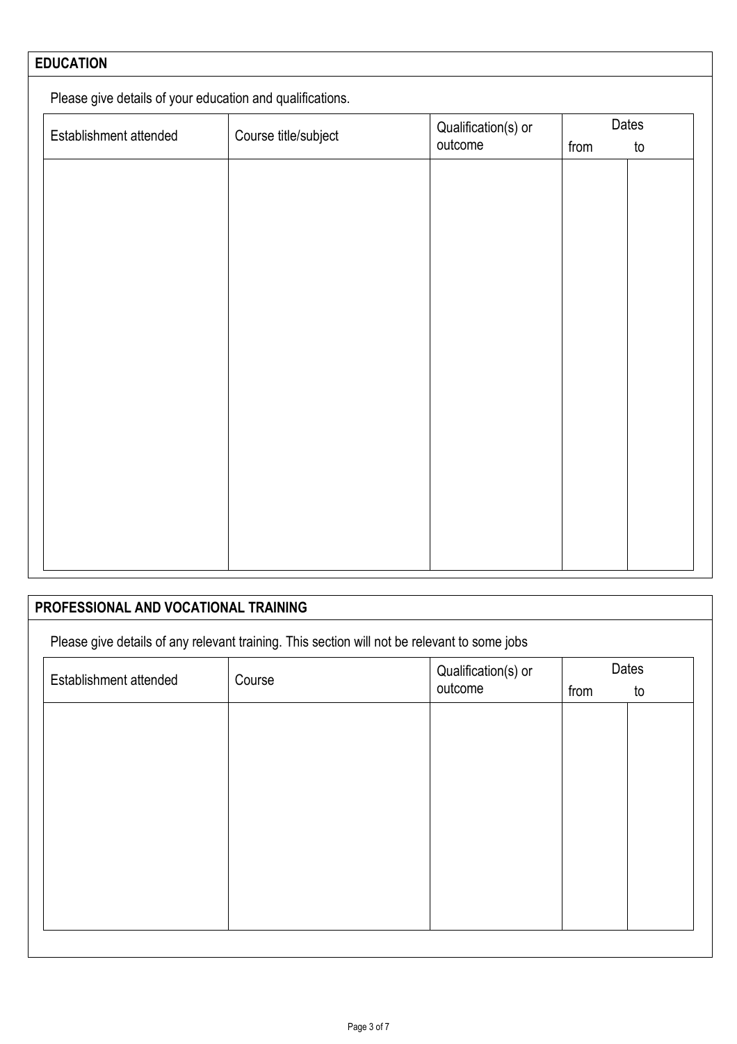## EDUCATION

Please give details of your education and qualifications.

| Establishment attended | Course title/subject | Qualification(s) or outcome | Dates | |
|---|---|---|---|---|
| | | | from | to |
| | | | | |

## PROFESSIONAL AND VOCATIONAL TRAINING

Please give details of any relevant training. This section will not be relevant to some jobs

| Establishment attended | Course | Qualification(s) or outcome | Dates | |
|---|---|---|---|---|
| | | | from | to |
| | | | | |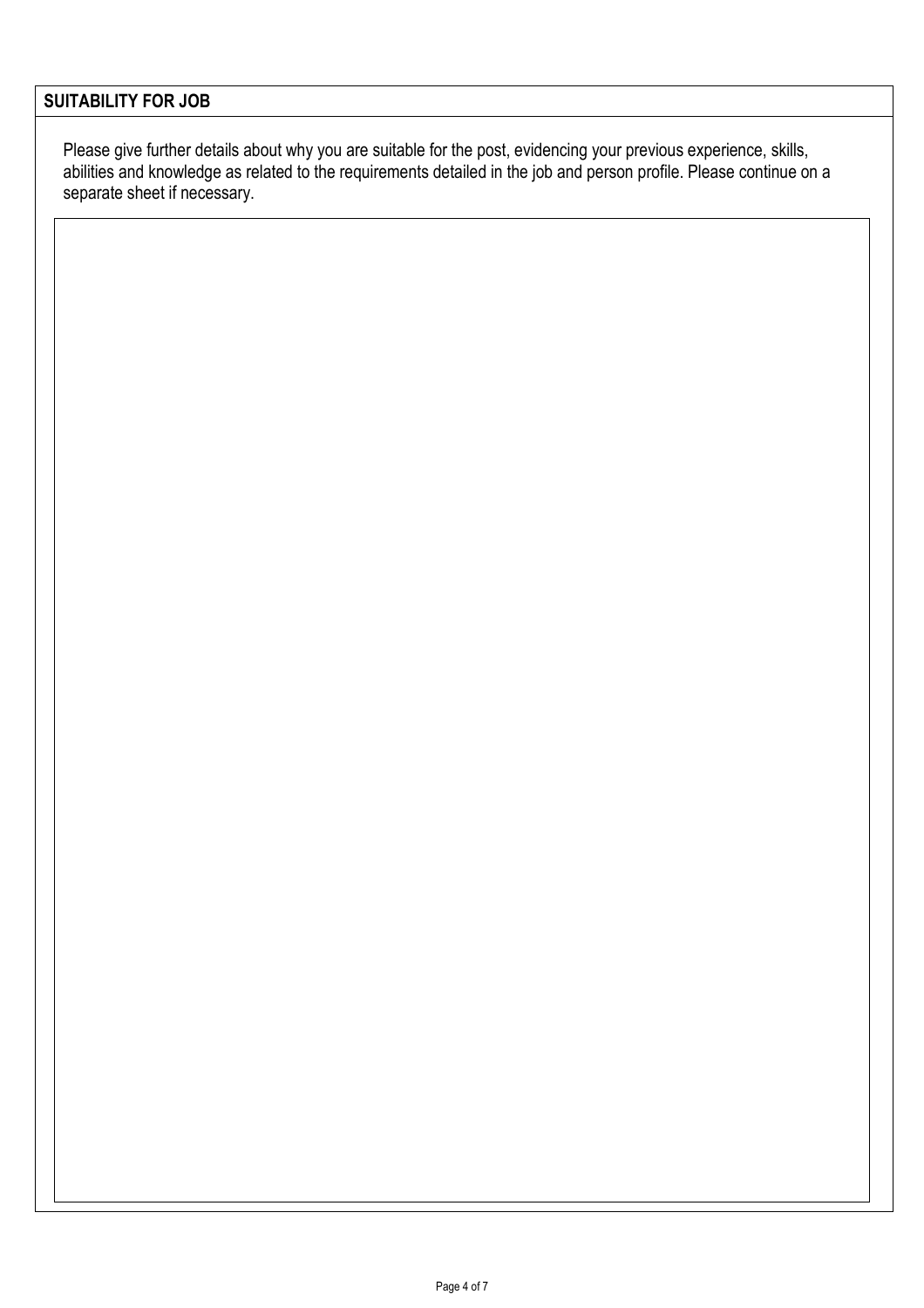## SUITABILITY FOR JOB

Please give further details about why you are suitable for the post, evidencing your previous experience, skills, abilities and knowledge as related to the requirements detailed in the job and person profile. Please continue on a separate sheet if necessary.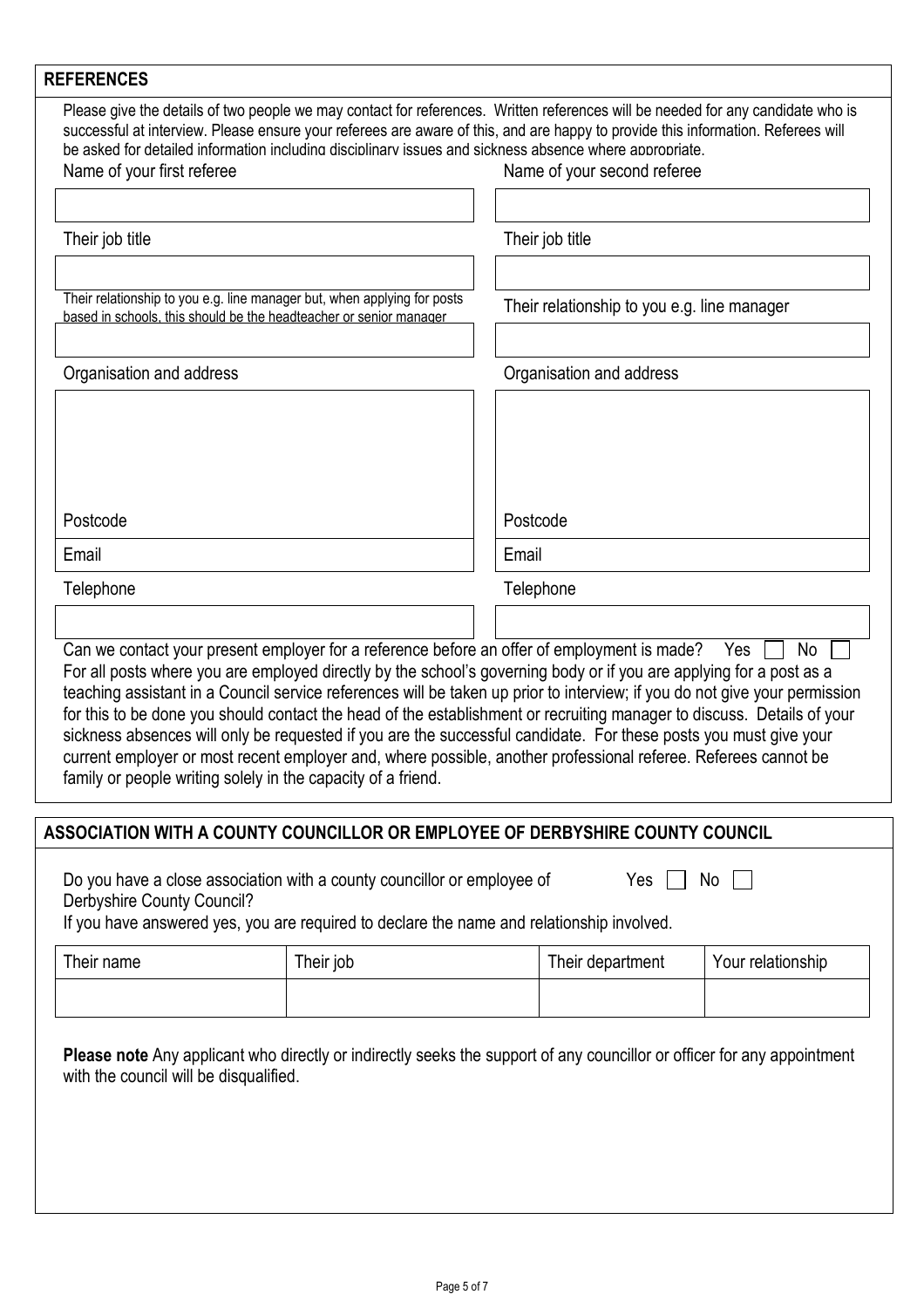## REFERENCES

Please give the details of two people we may contact for references. Written references will be needed for any candidate who is successful at interview. Please ensure your referees are aware of this, and are happy to provide this information. Referees will be asked for detailed information including disciplinary issues and sickness absence where appropriate.

| Name of your first referee | Name of your second referee |
| --- | --- |
| | |
| Their job title | Their job title |
| | |
| Their relationship to you e.g. line manager but, when applying for posts based in schools, this should be the headteacher or senior manager | Their relationship to you e.g. line manager |
| | |
| Organisation and address | Organisation and address |
| | |
| Postcode | Postcode |
| Email | Email |
| Telephone | Telephone |
| | |

Can we contact your present employer for a reference before an offer of employment is made? Yes ☐ No ☐

For all posts where you are employed directly by the school's governing body or if you are applying for a post as a teaching assistant in a Council service references will be taken up prior to interview; if you do not give your permission for this to be done you should contact the head of the establishment or recruiting manager to discuss. Details of your sickness absences will only be requested if you are the successful candidate. For these posts you must give your current employer or most recent employer and, where possible, another professional referee. Referees cannot be family or people writing solely in the capacity of a friend.

## ASSOCIATION WITH A COUNTY COUNCILLOR OR EMPLOYEE OF DERBYSHIRE COUNTY COUNCIL

Do you have a close association with a county councillor or employee of Derbyshire County Council? Yes ☐ No ☐

If you have answered yes, you are required to declare the name and relationship involved.

| Their name | Their job | Their department | Your relationship |
| --- | --- | --- | --- |
| | | | |

**Please note** Any applicant who directly or indirectly seeks the support of any councillor or officer for any appointment with the council will be disqualified.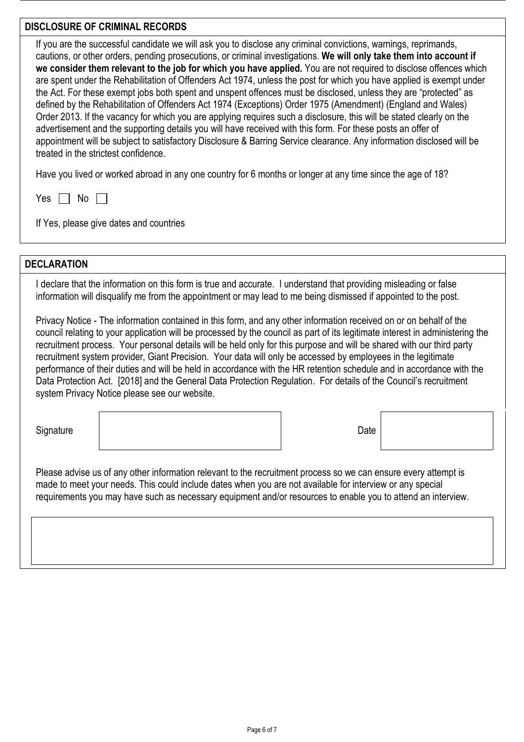## DISCLOSURE OF CRIMINAL RECORDS

If you are the successful candidate we will ask you to disclose any criminal convictions, warnings, reprimands, cautions, or other orders, pending prosecutions, or criminal investigations. **We will only take them into account if we consider them relevant to the job for which you have applied.** You are not required to disclose offences which are spent under the Rehabilitation of Offenders Act 1974, unless the post for which you have applied is exempt under the Act. For these exempt jobs both spent and unspent offences must be disclosed, unless they are "protected" as defined by the Rehabilitation of Offenders Act 1974 (Exceptions) Order 1975 (Amendment) (England and Wales) Order 2013. If the vacancy for which you are applying requires such a disclosure, this will be stated clearly on the advertisement and the supporting details you will have received with this form. For these posts an offer of appointment will be subject to satisfactory Disclosure & Barring Service clearance. Any information disclosed will be treated in the strictest confidence.

Have you lived or worked abroad in any one country for 6 months or longer at any time since the age of 18?

Yes ☐ No ☐

If Yes, please give dates and countries

## DECLARATION

I declare that the information on this form is true and accurate. I understand that providing misleading or false information will disqualify me from the appointment or may lead to me being dismissed if appointed to the post.

Privacy Notice - The information contained in this form, and any other information received on or on behalf of the council relating to your application will be processed by the council as part of its legitimate interest in administering the recruitment process. Your personal details will be held only for this purpose and will be shared with our third party recruitment system provider, Giant Precision. Your data will only be accessed by employees in the legitimate performance of their duties and will be held in accordance with the HR retention schedule and in accordance with the Data Protection Act. [2018] and the General Data Protection Regulation. For details of the Council's recruitment system Privacy Notice please see our website.

| Signature | | Date | |
|---|---|---|---|

Please advise us of any other information relevant to the recruitment process so we can ensure every attempt is made to meet your needs. This could include dates when you are not available for interview or any special requirements you may have such as necessary equipment and/or resources to enable you to attend an interview.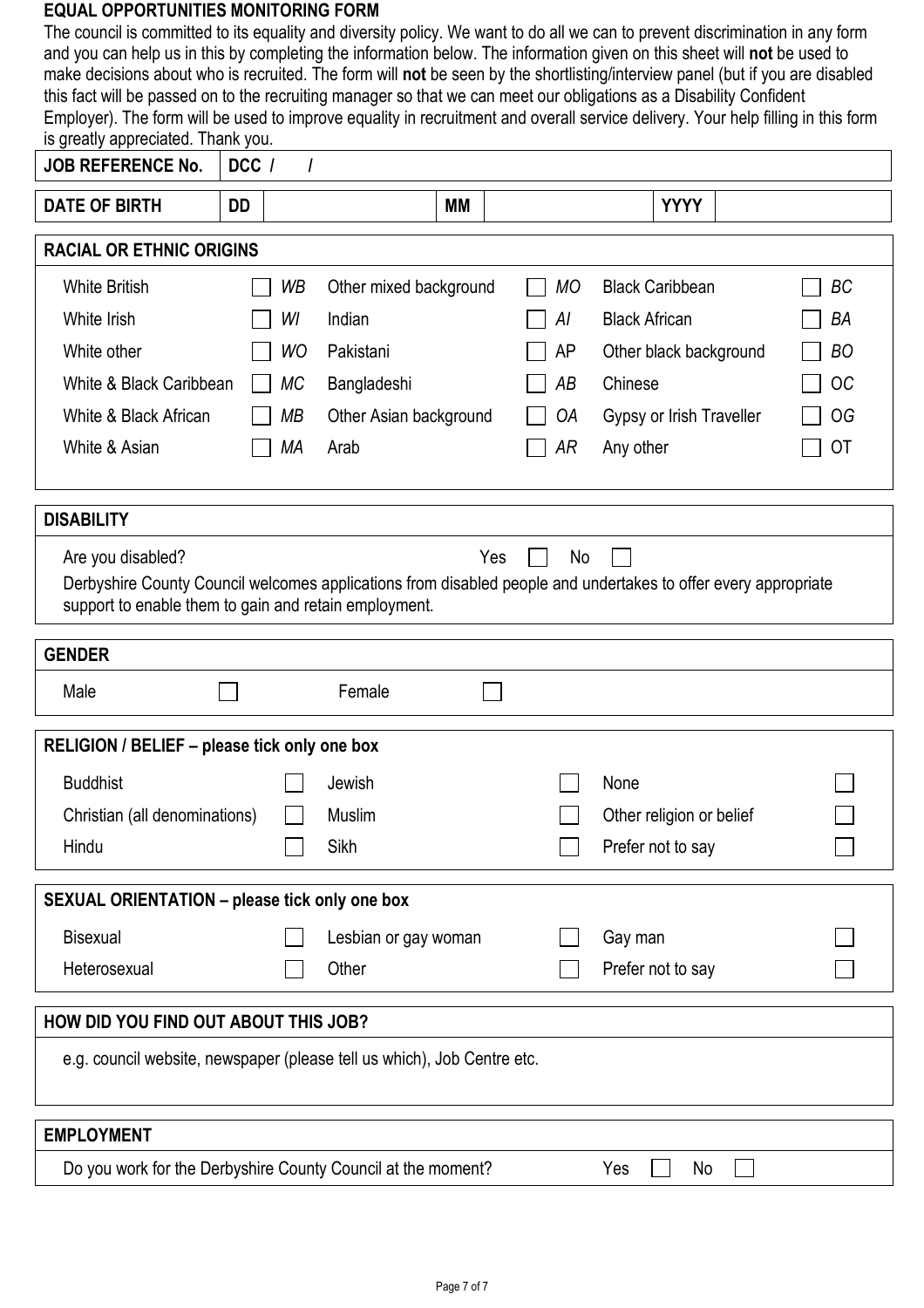# EQUAL OPPORTUNITIES MONITORING FORM

The council is committed to its equality and diversity policy. We want to do all we can to prevent discrimination in any form and you can help us in this by completing the information below. The information given on this sheet will **not** be used to make decisions about who is recruited. The form will **not** be seen by the shortlisting/interview panel (but if you are disabled this fact will be passed on to the recruiting manager so that we can meet our obligations as a Disability Confident Employer). The form will be used to improve equality in recruitment and overall service delivery. Your help filling in this form is greatly appreciated. Thank you.

| | |
|---|---|
| **JOB REFERENCE No.** | **DCC / /** |

| | | | | | | |
|---|---|---|---|---|---|---|
| **DATE OF BIRTH** | **DD** | | **MM** | | **YYYY** | |

## RACIAL OR ETHNIC ORIGINS

| | | | | | |
|---|---|---|---|---|---|
| White British | ☐ WB | Other mixed background | ☐ MO | Black Caribbean | ☐ BC |
| White Irish | ☐ WI | Indian | ☐ AI | Black African | ☐ BA |
| White other | ☐ WO | Pakistani | ☐ AP | Other black background | ☐ BO |
| White & Black Caribbean | ☐ MC | Bangladeshi | ☐ AB | Chinese | ☐ OC |
| White & Black African | ☐ MB | Other Asian background | ☐ OA | Gypsy or Irish Traveller | ☐ OG |
| White & Asian | ☐ MA | Arab | ☐ AR | Any other | ☐ OT |

## DISABILITY

Are you disabled? Yes ☐ No ☐

Derbyshire County Council welcomes applications from disabled people and undertakes to offer every appropriate support to enable them to gain and retain employment.

## GENDER

Male ☐ Female ☐

## RELIGION / BELIEF – please tick only one box

| | | | | | |
|---|---|---|---|---|---|
| Buddhist | ☐ | Jewish | ☐ | None | ☐ |
| Christian (all denominations) | ☐ | Muslim | ☐ | Other religion or belief | ☐ |
| Hindu | ☐ | Sikh | ☐ | Prefer not to say | ☐ |

## SEXUAL ORIENTATION – please tick only one box

| | | | | | |
|---|---|---|---|---|---|
| Bisexual | ☐ | Lesbian or gay woman | ☐ | Gay man | ☐ |
| Heterosexual | ☐ | Other | ☐ | Prefer not to say | ☐ |

## HOW DID YOU FIND OUT ABOUT THIS JOB?

e.g. council website, newspaper (please tell us which), Job Centre etc.

## EMPLOYMENT

Do you work for the Derbyshire County Council at the moment? Yes ☐ No ☐